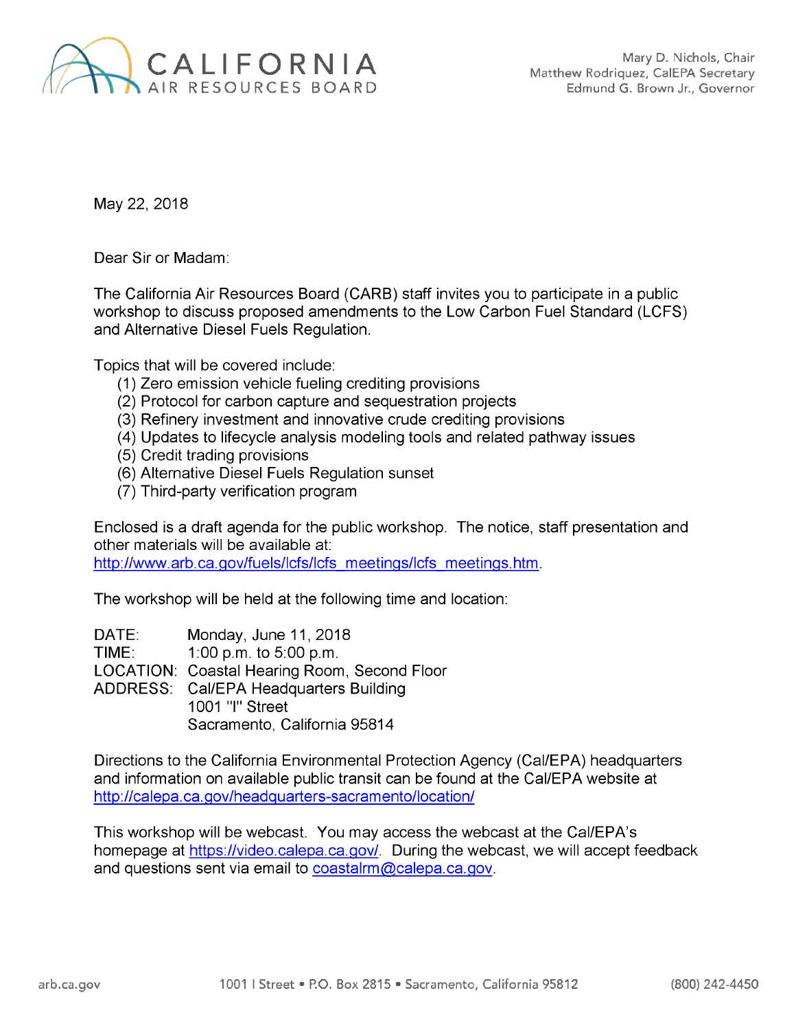CALIFORNIA
AIR RESOURCES BOARD

Mary D. Nichols, Chair
Matthew Rodriquez, CalEPA Secretary
Edmund G. Brown Jr., Governor

May 22, 2018

Dear Sir or Madam:

The California Air Resources Board (CARB) staff invites you to participate in a public workshop to discuss proposed amendments to the Low Carbon Fuel Standard (LCFS) and Alternative Diesel Fuels Regulation.

Topics that will be covered include:

(1) Zero emission vehicle fueling crediting provisions
(2) Protocol for carbon capture and sequestration projects
(3) Refinery investment and innovative crude crediting provisions
(4) Updates to lifecycle analysis modeling tools and related pathway issues
(5) Credit trading provisions
(6) Alternative Diesel Fuels Regulation sunset
(7) Third-party verification program

Enclosed is a draft agenda for the public workshop. The notice, staff presentation and other materials will be available at: http://www.arb.ca.gov/fuels/lcfs/lcfs_meetings/lcfs_meetings.htm.

The workshop will be held at the following time and location:

DATE: Monday, June 11, 2018
TIME: 1:00 p.m. to 5:00 p.m.
LOCATION: Coastal Hearing Room, Second Floor
ADDRESS: Cal/EPA Headquarters Building
1001 "I" Street
Sacramento, California 95814

Directions to the California Environmental Protection Agency (Cal/EPA) headquarters and information on available public transit can be found at the Cal/EPA website at http://calepa.ca.gov/headquarters-sacramento/location/

This workshop will be webcast. You may access the webcast at the Cal/EPA's homepage at https://video.calepa.ca.gov/. During the webcast, we will accept feedback and questions sent via email to coastalrm@calepa.ca.gov.

arb.ca.gov 1001 I Street • P.O. Box 2815 • Sacramento, California 95812 (800) 242-4450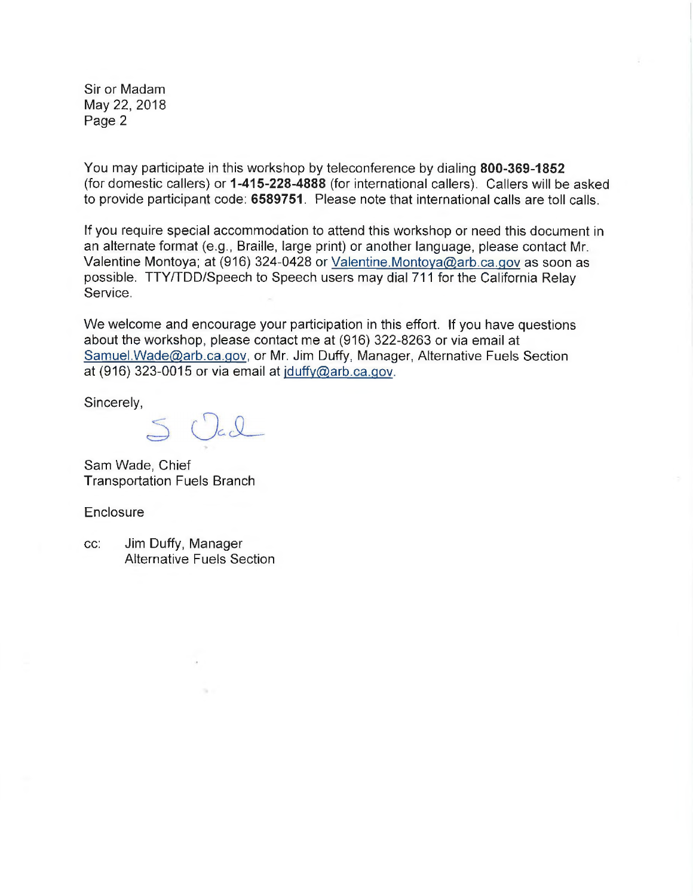Sir or Madam
May 22, 2018
Page 2

You may participate in this workshop by teleconference by dialing **800-369-1852** (for domestic callers) or **1-415-228-4888** (for international callers). Callers will be asked to provide participant code: **6589751**. Please note that international calls are toll calls.

If you require special accommodation to attend this workshop or need this document in an alternate format (e.g., Braille, large print) or another language, please contact Mr. Valentine Montoya; at (916) 324-0428 or Valentine.Montoya@arb.ca.gov as soon as possible. TTY/TDD/Speech to Speech users may dial 711 for the California Relay Service.

We welcome and encourage your participation in this effort. If you have questions about the workshop, please contact me at (916) 322-8263 or via email at Samuel.Wade@arb.ca.gov, or Mr. Jim Duffy, Manager, Alternative Fuels Section at (916) 323-0015 or via email at jduffy@arb.ca.gov.

Sincerely,

Sam Wade, Chief
Transportation Fuels Branch

Enclosure

cc: Jim Duffy, Manager
Alternative Fuels Section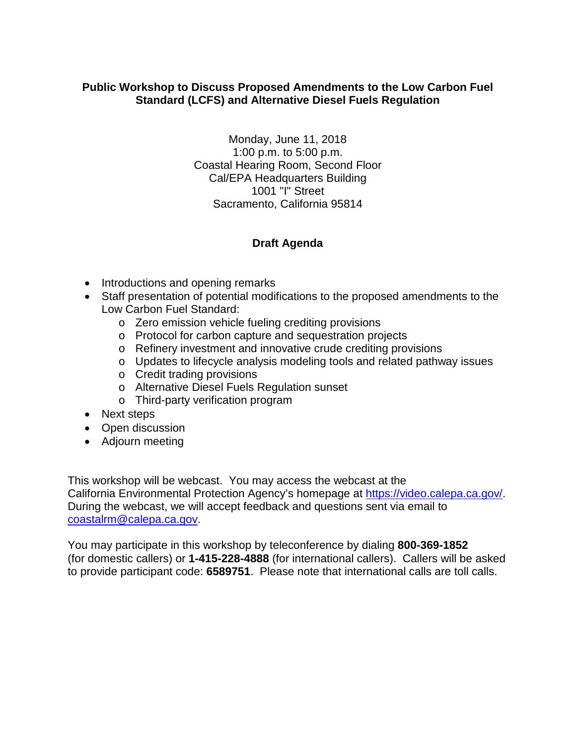**Public Workshop to Discuss Proposed Amendments to the Low Carbon Fuel Standard (LCFS) and Alternative Diesel Fuels Regulation**

Monday, June 11, 2018
1:00 p.m. to 5:00 p.m.
Coastal Hearing Room, Second Floor
Cal/EPA Headquarters Building
1001 "I" Street
Sacramento, California 95814

**Draft Agenda**

- Introductions and opening remarks
- Staff presentation of potential modifications to the proposed amendments to the Low Carbon Fuel Standard:
    - Zero emission vehicle fueling crediting provisions
    - Protocol for carbon capture and sequestration projects
    - Refinery investment and innovative crude crediting provisions
    - Updates to lifecycle analysis modeling tools and related pathway issues
    - Credit trading provisions
    - Alternative Diesel Fuels Regulation sunset
    - Third-party verification program
- Next steps
- Open discussion
- Adjourn meeting

This workshop will be webcast. You may access the webcast at the California Environmental Protection Agency's homepage at https://video.calepa.ca.gov/. During the webcast, we will accept feedback and questions sent via email to coastalrm@calepa.ca.gov.

You may participate in this workshop by teleconference by dialing **800-369-1852** (for domestic callers) or **1-415-228-4888** (for international callers). Callers will be asked to provide participant code: **6589751**. Please note that international calls are toll calls.